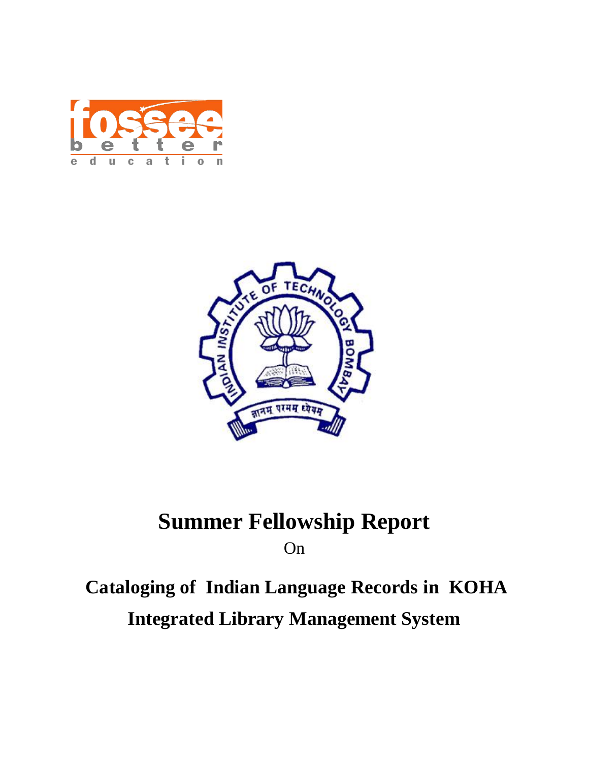# Summer Fellowship Report

On

## Cataloging of Indian Language Records in KOHA Integrated Library Management System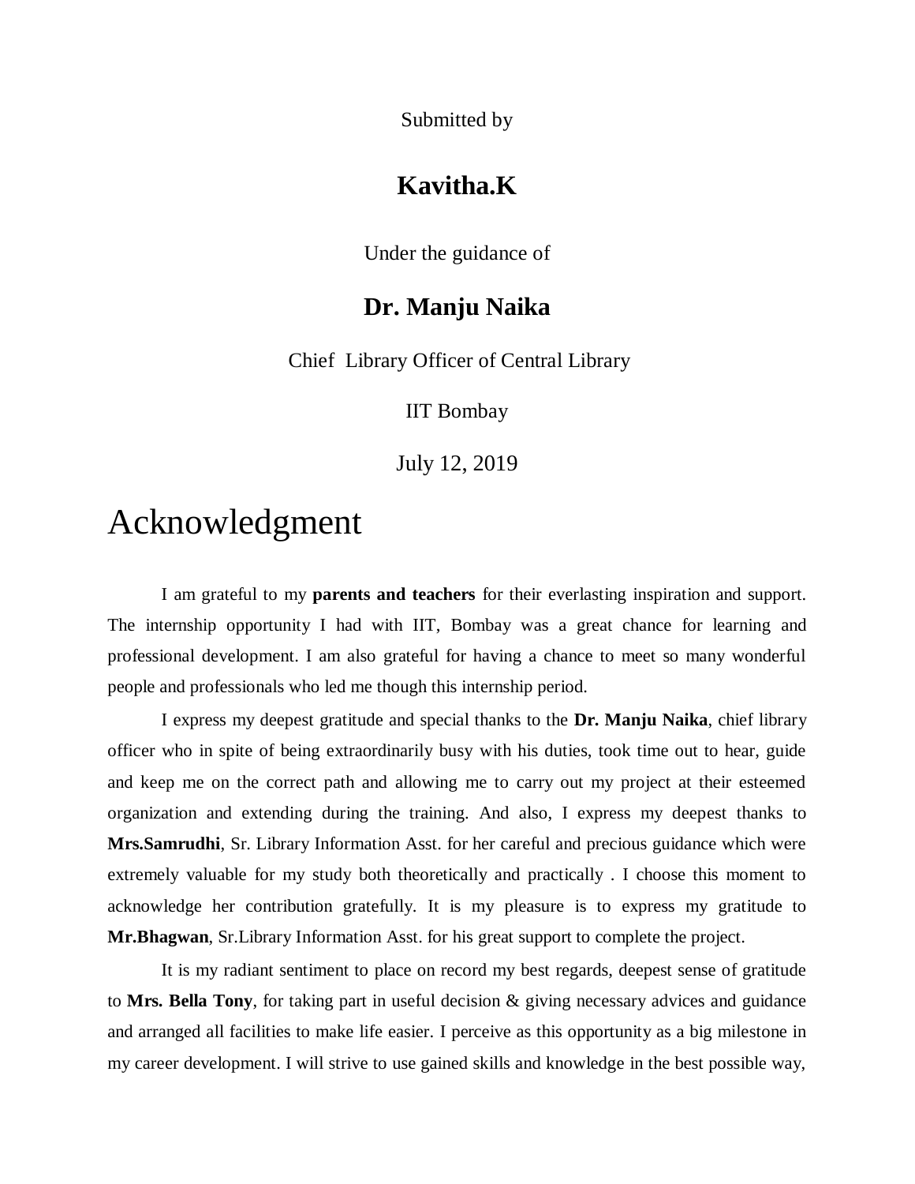Submitted by

**Kavitha.K**

Under the guidance of

**Dr. Manju Naika**

Chief Library Officer of Central Library

IIT Bombay

July 12, 2019

# Acknowledgment

I am grateful to my **parents and teachers** for their everlasting inspiration and support. The internship opportunity I had with IIT, Bombay was a great chance for learning and professional development. I am also grateful for having a chance to meet so many wonderful people and professionals who led me though this internship period.

I express my deepest gratitude and special thanks to the **Dr. Manju Naika**, chief library officer who in spite of being extraordinarily busy with his duties, took time out to hear, guide and keep me on the correct path and allowing me to carry out my project at their esteemed organization and extending during the training. And also, I express my deepest thanks to **Mrs.Samrudhi**, Sr. Library Information Asst. for her careful and precious guidance which were extremely valuable for my study both theoretically and practically . I choose this moment to acknowledge her contribution gratefully. It is my pleasure is to express my gratitude to **Mr.Bhagwan**, Sr.Library Information Asst. for his great support to complete the project.

It is my radiant sentiment to place on record my best regards, deepest sense of gratitude to **Mrs. Bella Tony**, for taking part in useful decision & giving necessary advices and guidance and arranged all facilities to make life easier. I perceive as this opportunity as a big milestone in my career development. I will strive to use gained skills and knowledge in the best possible way,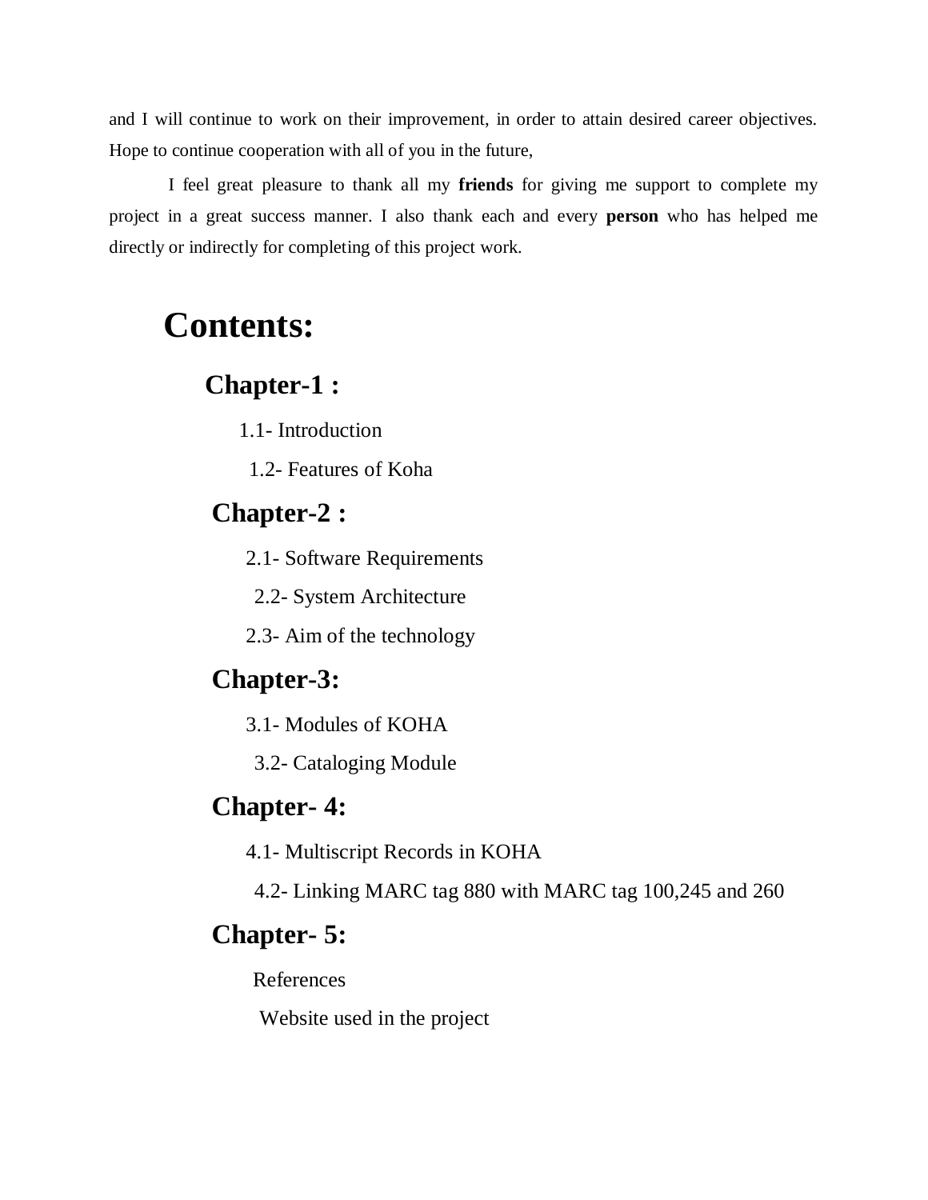and I will continue to work on their improvement, in order to attain desired career objectives. Hope to continue cooperation with all of you in the future,

I feel great pleasure to thank all my **friends** for giving me support to complete my project in a great success manner. I also thank each and every **person** who has helped me directly or indirectly for completing of this project work.

# Contents:

## Chapter-1 :

1.1- Introduction

1.2- Features of Koha

## Chapter-2 :

2.1- Software Requirements

2.2- System Architecture

2.3- Aim of the technology

## Chapter-3:

3.1- Modules of KOHA

3.2- Cataloging Module

## Chapter- 4:

4.1- Multiscript Records in KOHA

4.2- Linking MARC tag 880 with MARC tag 100,245 and 260

## Chapter- 5:

References

Website used in the project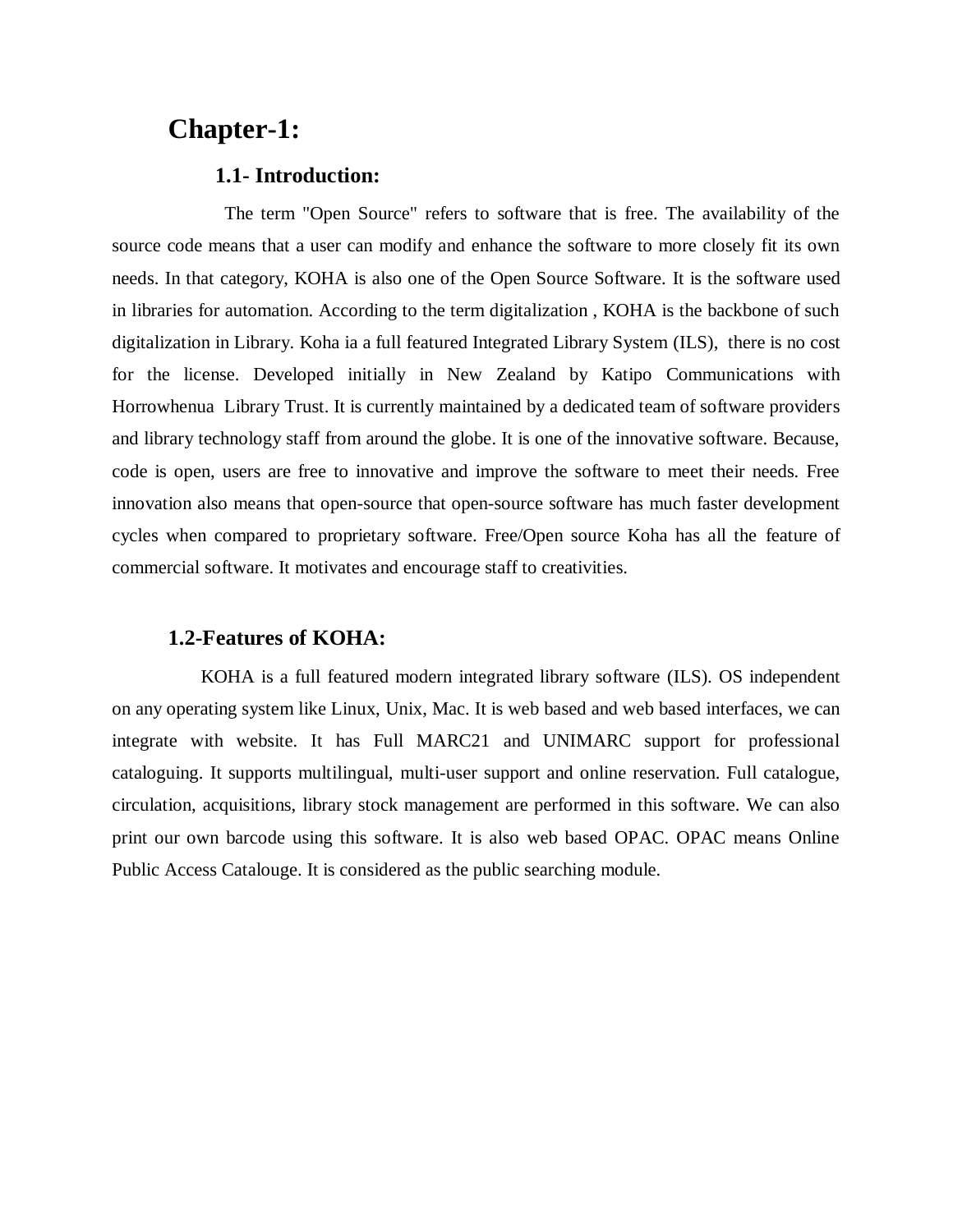# Chapter-1:

## 1.1- Introduction:

The term "Open Source" refers to software that is free. The availability of the source code means that a user can modify and enhance the software to more closely fit its own needs. In that category, KOHA is also one of the Open Source Software. It is the software used in libraries for automation. According to the term digitalization , KOHA is the backbone of such digitalization in Library. Koha ia a full featured Integrated Library System (ILS), there is no cost for the license. Developed initially in New Zealand by Katipo Communications with Horrowhenua Library Trust. It is currently maintained by a dedicated team of software providers and library technology staff from around the globe. It is one of the innovative software. Because, code is open, users are free to innovative and improve the software to meet their needs. Free innovation also means that open-source that open-source software has much faster development cycles when compared to proprietary software. Free/Open source Koha has all the feature of commercial software. It motivates and encourage staff to creativities.

## 1.2-Features of KOHA:

KOHA is a full featured modern integrated library software (ILS). OS independent on any operating system like Linux, Unix, Mac. It is web based and web based interfaces, we can integrate with website. It has Full MARC21 and UNIMARC support for professional cataloguing. It supports multilingual, multi-user support and online reservation. Full catalogue, circulation, acquisitions, library stock management are performed in this software. We can also print our own barcode using this software. It is also web based OPAC. OPAC means Online Public Access Catalouge. It is considered as the public searching module.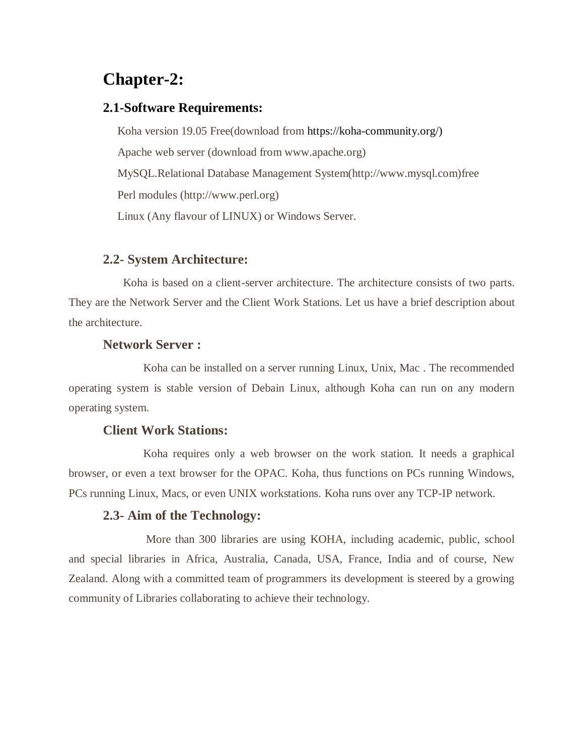# Chapter-2:

## 2.1-Software Requirements:

Koha version 19.05 Free(download from https://koha-community.org/)

Apache web server (download from www.apache.org)

MySQL.Relational Database Management System(http://www.mysql.com)free

Perl modules (http://www.perl.org)

Linux (Any flavour of LINUX) or Windows Server.

## 2.2- System Architecture:

Koha is based on a client-server architecture. The architecture consists of two parts. They are the Network Server and the Client Work Stations. Let us have a brief description about the architecture.

### Network Server :

Koha can be installed on a server running Linux, Unix, Mac . The recommended operating system is stable version of Debain Linux, although Koha can run on any modern operating system.

### Client Work Stations:

Koha requires only a web browser on the work station. It needs a graphical browser, or even a text browser for the OPAC. Koha, thus functions on PCs running Windows, PCs running Linux, Macs, or even UNIX workstations. Koha runs over any TCP-IP network.

## 2.3- Aim of the Technology:

More than 300 libraries are using KOHA, including academic, public, school and special libraries in Africa, Australia, Canada, USA, France, India and of course, New Zealand. Along with a committed team of programmers its development is steered by a growing community of Libraries collaborating to achieve their technology.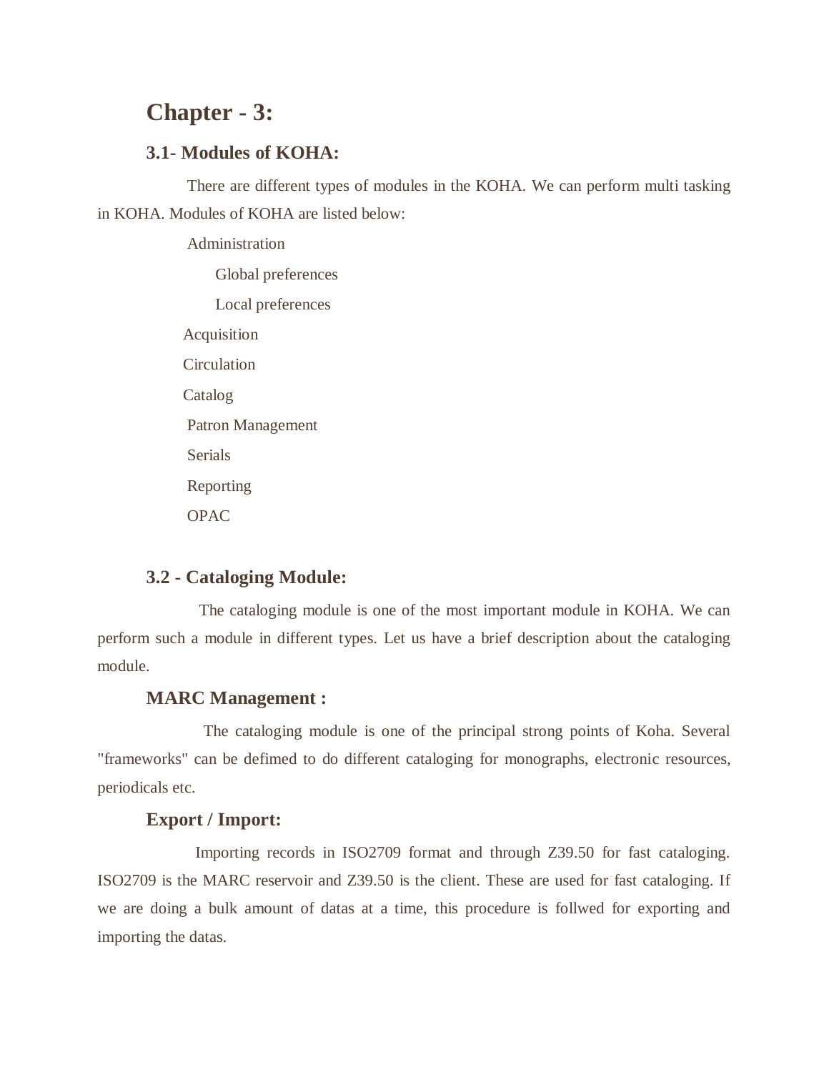# Chapter - 3:

## 3.1- Modules of KOHA:

There are different types of modules in the KOHA. We can perform multi tasking in KOHA. Modules of KOHA are listed below:

- Administration
  - Global preferences
  - Local preferences
- Acquisition
- Circulation
- Catalog
- Patron Management
- Serials
- Reporting
- OPAC

## 3.2 - Cataloging Module:

The cataloging module is one of the most important module in KOHA. We can perform such a module in different types. Let us have a brief description about the cataloging module.

### MARC Management :

The cataloging module is one of the principal strong points of Koha. Several "frameworks" can be defimed to do different cataloging for monographs, electronic resources, periodicals etc.

### Export / Import:

Importing records in ISO2709 format and through Z39.50 for fast cataloging. ISO2709 is the MARC reservoir and Z39.50 is the client. These are used for fast cataloging. If we are doing a bulk amount of datas at a time, this procedure is follwed for exporting and importing the datas.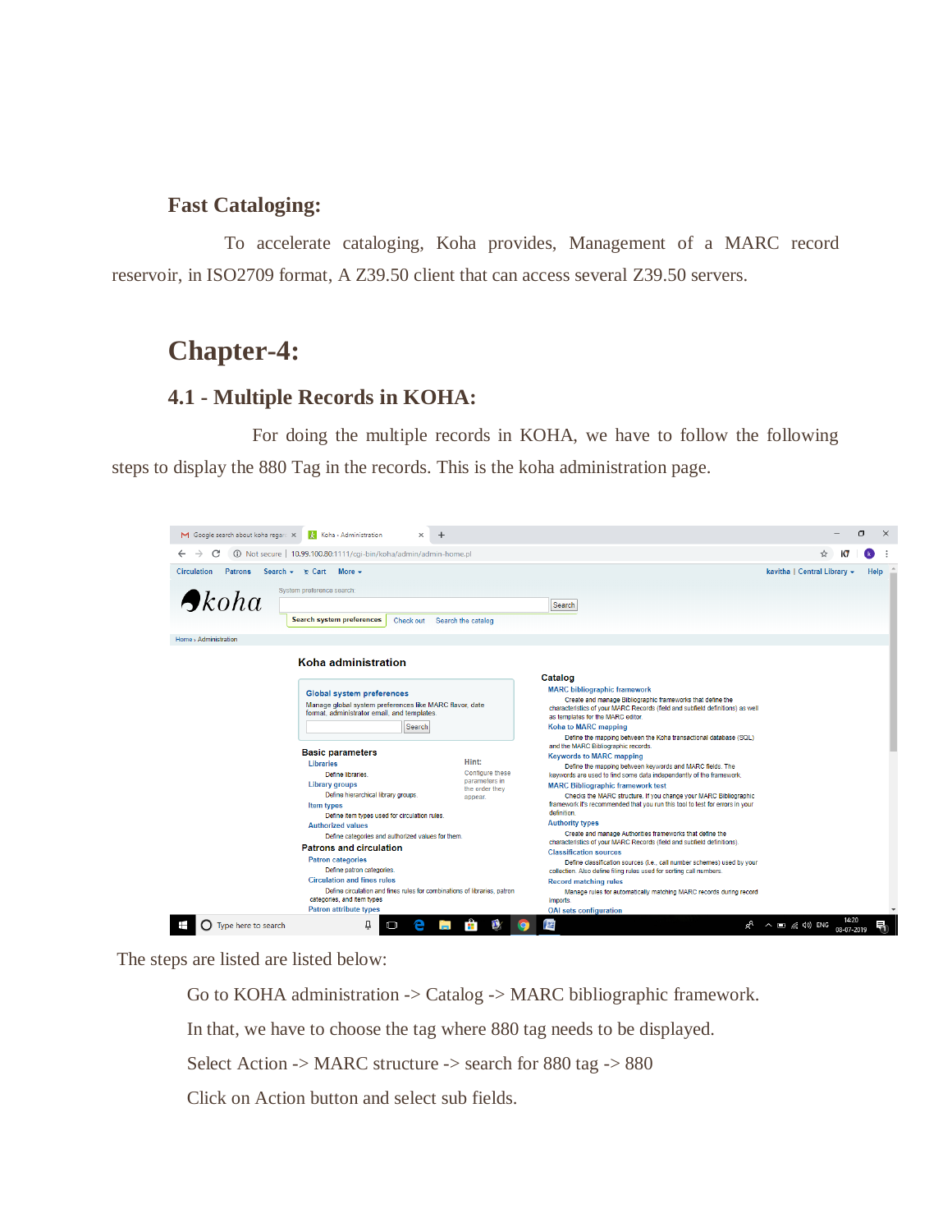### Fast Cataloging:

To accelerate cataloging, Koha provides, Management of a MARC record reservoir, in ISO2709 format, A Z39.50 client that can access several Z39.50 servers.

# Chapter-4:

## 4.1 - Multiple Records in KOHA:

For doing the multiple records in KOHA, we have to follow the following steps to display the 880 Tag in the records. This is the koha administration page.

The steps are listed are listed below:

Go to KOHA administration -> Catalog -> MARC bibliographic framework.

In that, we have to choose the tag where 880 tag needs to be displayed.

Select Action -> MARC structure -> search for 880 tag -> 880

Click on Action button and select sub fields.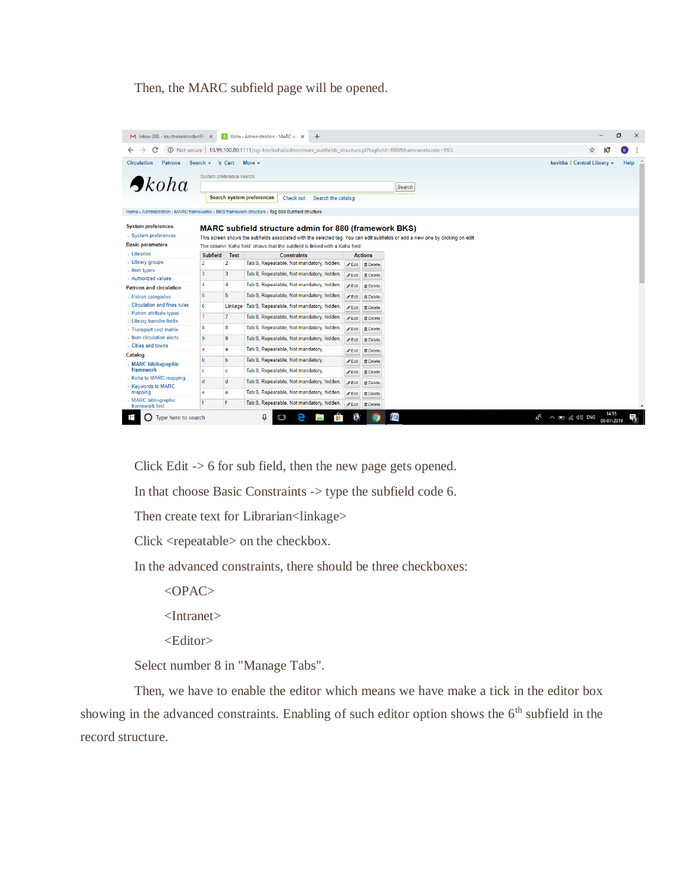Then, the MARC subfield page will be opened.

Click Edit -> 6 for sub field, then the new page gets opened.

In that choose Basic Constraints -> type the subfield code 6.

Then create text for Librarian<linkage>

Click <repeatable> on the checkbox.

In the advanced constraints, there should be three checkboxes:

<OPAC>

<Intranet>

<Editor>

Select number 8 in "Manage Tabs".

Then, we have to enable the editor which means we have make a tick in the editor box showing in the advanced constraints. Enabling of such editor option shows the 6$^{th}$ subfield in the record structure.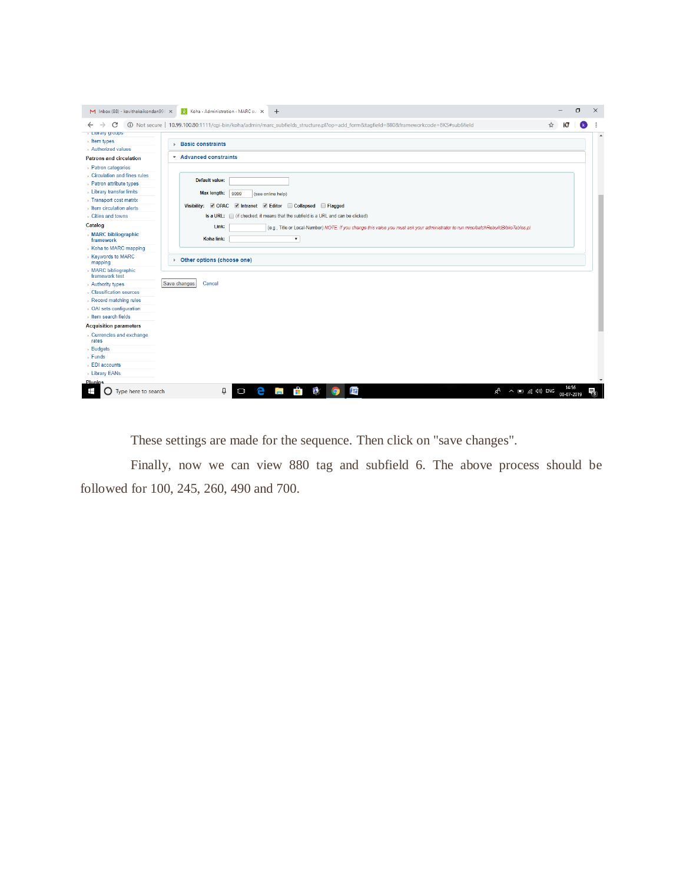These settings are made for the sequence. Then click on "save changes".

Finally, now we can view 880 tag and subfield 6. The above process should be followed for 100, 245, 260, 490 and 700.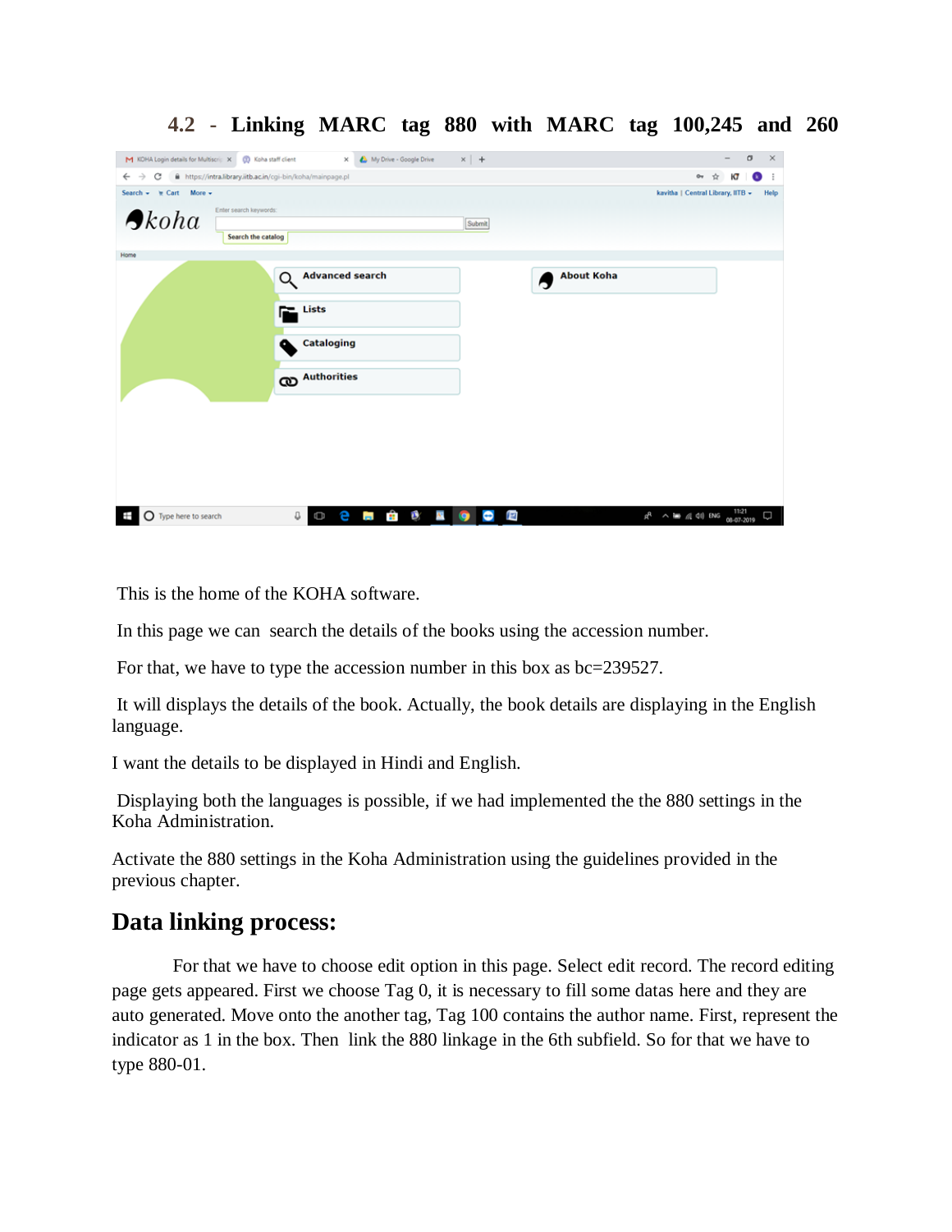## 4.2 - Linking MARC tag 880 with MARC tag 100,245 and 260

This is the home of the KOHA software.

In this page we can search the details of the books using the accession number.

For that, we have to type the accession number in this box as bc=239527.

It will displays the details of the book. Actually, the book details are displaying in the English language.

I want the details to be displayed in Hindi and English.

Displaying both the languages is possible, if we had implemented the the 880 settings in the Koha Administration.

Activate the 880 settings in the Koha Administration using the guidelines provided in the previous chapter.

## Data linking process:

For that we have to choose edit option in this page. Select edit record. The record editing page gets appeared. First we choose Tag 0, it is necessary to fill some datas here and they are auto generated. Move onto the another tag, Tag 100 contains the author name. First, represent the indicator as 1 in the box. Then link the 880 linkage in the 6th subfield. So for that we have to type 880-01.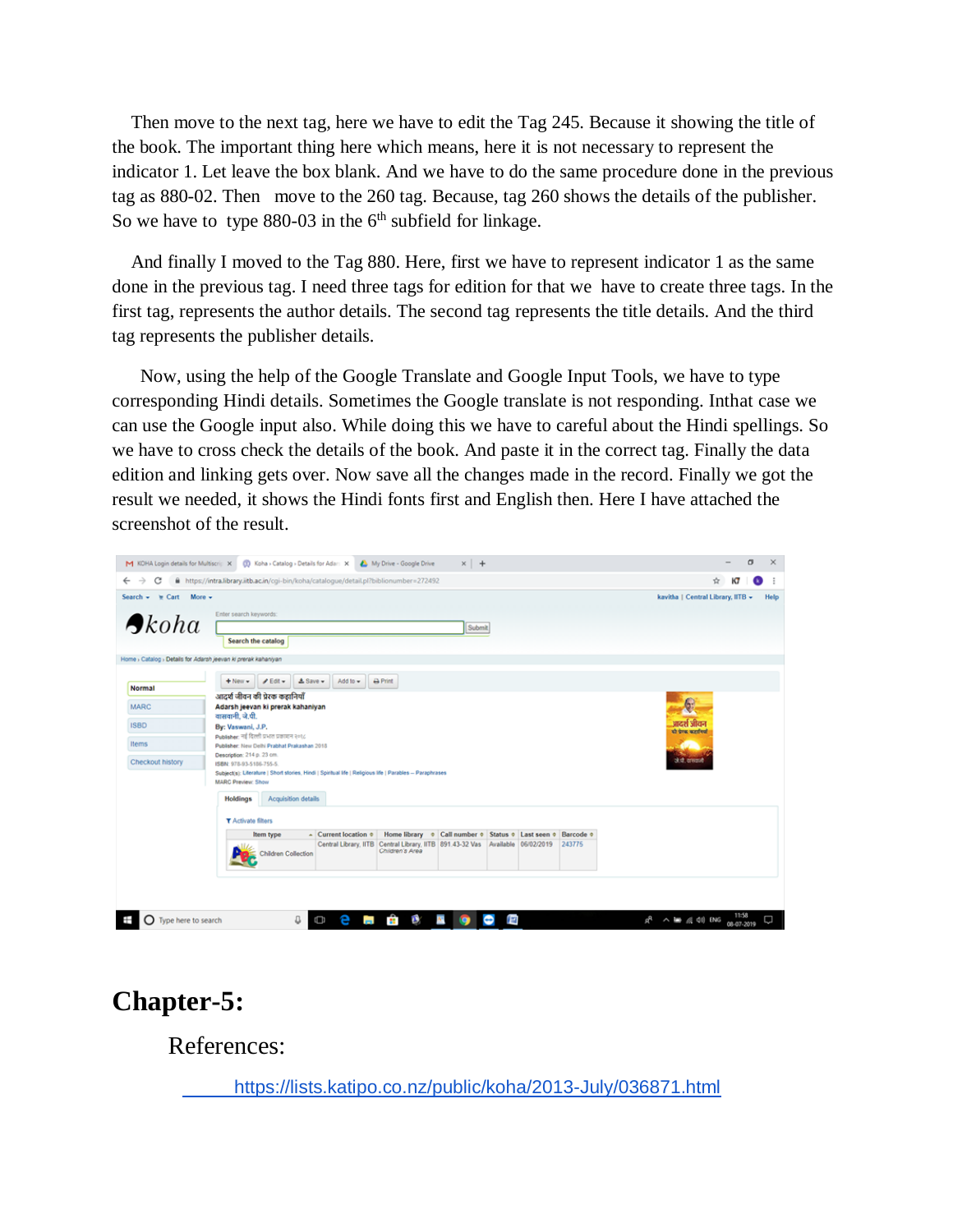Then move to the next tag, here we have to edit the Tag 245. Because it showing the title of the book. The important thing here which means, here it is not necessary to represent the indicator 1. Let leave the box blank. And we have to do the same procedure done in the previous tag as 880-02. Then move to the 260 tag. Because, tag 260 shows the details of the publisher. So we have to type 880-03 in the 6th subfield for linkage.

And finally I moved to the Tag 880. Here, first we have to represent indicator 1 as the same done in the previous tag. I need three tags for edition for that we have to create three tags. In the first tag, represents the author details. The second tag represents the title details. And the third tag represents the publisher details.

Now, using the help of the Google Translate and Google Input Tools, we have to type corresponding Hindi details. Sometimes the Google translate is not responding. Inthat case we can use the Google input also. While doing this we have to careful about the Hindi spellings. So we have to cross check the details of the book. And paste it in the correct tag. Finally the data edition and linking gets over. Now save all the changes made in the record. Finally we got the result we needed, it shows the Hindi fonts first and English then. Here I have attached the screenshot of the result.

# Chapter-5:

## References:

https://lists.katipo.co.nz/public/koha/2013-July/036871.html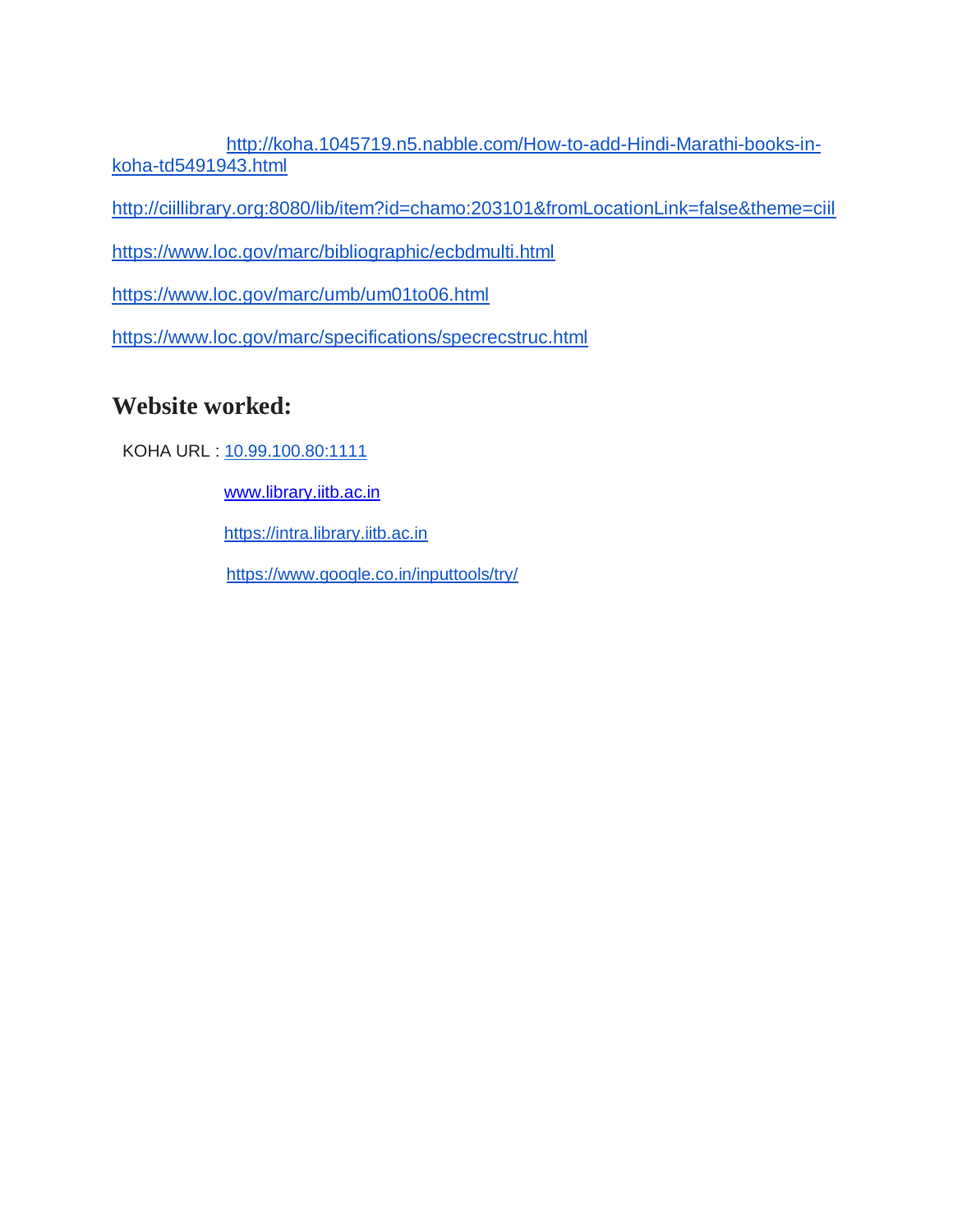http://koha.1045719.n5.nabble.com/How-to-add-Hindi-Marathi-books-in-koha-td5491943.html

http://ciillibrary.org:8080/lib/item?id=chamo:203101&fromLocationLink=false&theme=ciil

https://www.loc.gov/marc/bibliographic/ecbdmulti.html

https://www.loc.gov/marc/umb/um01to06.html

https://www.loc.gov/marc/specifications/specrecstruc.html

## Website worked:

KOHA URL : 10.99.100.80:1111

www.library.iitb.ac.in

https://intra.library.iitb.ac.in

https://www.google.co.in/inputtools/try/